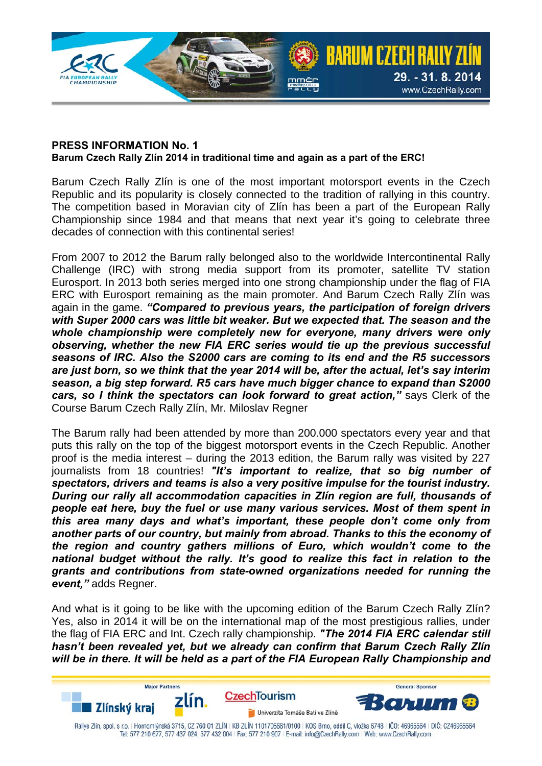**PRESS INFORMATION No. 1**
**Barum Czech Rally Zlín 2014 in traditional time and again as a part of the ERC!**

Barum Czech Rally Zlín is one of the most important motorsport events in the Czech Republic and its popularity is closely connected to the tradition of rallying in this country. The competition based in Moravian city of Zlín has been a part of the European Rally Championship since 1984 and that means that next year it's going to celebrate three decades of connection with this continental series!

From 2007 to 2012 the Barum rally belonged also to the worldwide Intercontinental Rally Challenge (IRC) with strong media support from its promoter, satellite TV station Eurosport. In 2013 both series merged into one strong championship under the flag of FIA ERC with Eurosport remaining as the main promoter. And Barum Czech Rally Zlín was again in the game. ***"Compared to previous years, the participation of foreign drivers with Super 2000 cars was little bit weaker. But we expected that. The season and the whole championship were completely new for everyone, many drivers were only observing, whether the new FIA ERC series would tie up the previous successful seasons of IRC. Also the S2000 cars are coming to its end and the R5 successors are just born, so we think that the year 2014 will be, after the actual, let's say interim season, a big step forward. R5 cars have much bigger chance to expand than S2000 cars, so I think the spectators can look forward to great action,"*** says Clerk of the Course Barum Czech Rally Zlín, Mr. Miloslav Regner

The Barum rally had been attended by more than 200.000 spectators every year and that puts this rally on the top of the biggest motorsport events in the Czech Republic. Another proof is the media interest – during the 2013 edition, the Barum rally was visited by 227 journalists from 18 countries! ***"It's important to realize, that so big number of spectators, drivers and teams is also a very positive impulse for the tourist industry. During our rally all accommodation capacities in Zlín region are full, thousands of people eat here, buy the fuel or use many various services. Most of them spent in this area many days and what's important, these people don't come only from another parts of our country, but mainly from abroad. Thanks to this the economy of the region and country gathers millions of Euro, which wouldn't come to the national budget without the rally. It's good to realize this fact in relation to the grants and contributions from state-owned organizations needed for running the event,"*** adds Regner.

And what is it going to be like with the upcoming edition of the Barum Czech Rally Zlín? Yes, also in 2014 it will be on the international map of the most prestigious rallies, under the flag of FIA ERC and Int. Czech rally championship. ***"The 2014 FIA ERC calendar still hasn't been revealed yet, but we already can confirm that Barum Czech Rally Zlín will be in there. It will be held as a part of the FIA European Rally Championship and***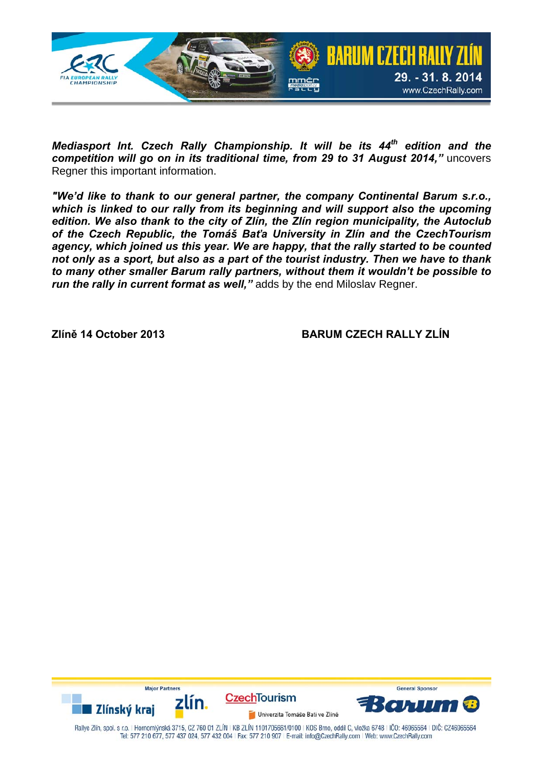***Mediasport Int. Czech Rally Championship. It will be its 44th edition and the competition will go on in its traditional time, from 29 to 31 August 2014,"*** uncovers Regner this important information.

***"We'd like to thank to our general partner, the company Continental Barum s.r.o., which is linked to our rally from its beginning and will support also the upcoming edition. We also thank to the city of Zlín, the Zlín region municipality, the Autoclub of the Czech Republic, the Tomáš Baťa University in Zlín and the CzechTourism agency, which joined us this year. We are happy, that the rally started to be counted not only as a sport, but also as a part of the tourist industry. Then we have to thank to many other smaller Barum rally partners, without them it wouldn't be possible to run the rally in current format as well,"*** adds by the end Miloslav Regner.

**Zlíně 14 October 2013** **BARUM CZECH RALLY ZLÍN**